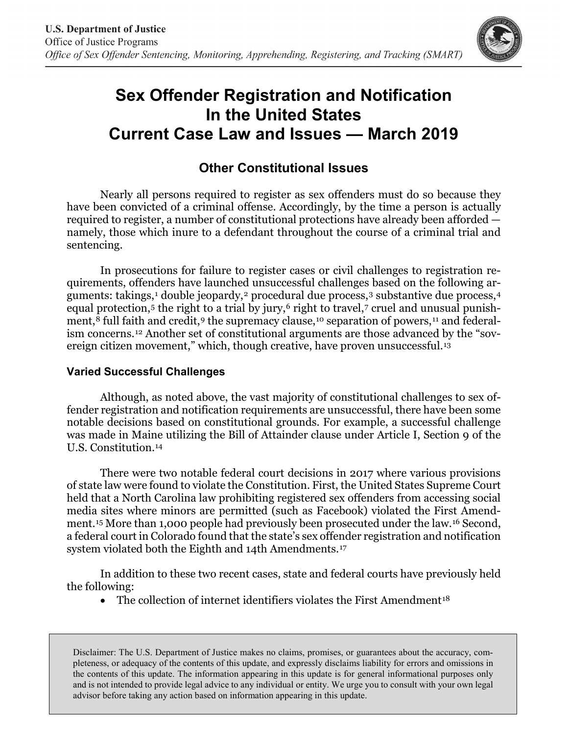U.S. Department of Justice
Office of Justice Programs
*Office of Sex Offender Sentencing, Monitoring, Apprehending, Registering, and Tracking (SMART)*

# Sex Offender Registration and Notification In the United States Current Case Law and Issues — March 2019

## Other Constitutional Issues

Nearly all persons required to register as sex offenders must do so because they have been convicted of a criminal offense. Accordingly, by the time a person is actually required to register, a number of constitutional protections have already been afforded — namely, those which inure to a defendant throughout the course of a criminal trial and sentencing.

In prosecutions for failure to register cases or civil challenges to registration requirements, offenders have launched unsuccessful challenges based on the following arguments: takings,[1] double jeopardy,[2] procedural due process,[3] substantive due process,[4] equal protection,[5] the right to a trial by jury,[6] right to travel,[7] cruel and unusual punishment,[8] full faith and credit,[9] the supremacy clause,[10] separation of powers,[11] and federalism concerns.[12] Another set of constitutional arguments are those advanced by the "sovereign citizen movement," which, though creative, have proven unsuccessful.[13]

### Varied Successful Challenges

Although, as noted above, the vast majority of constitutional challenges to sex offender registration and notification requirements are unsuccessful, there have been some notable decisions based on constitutional grounds. For example, a successful challenge was made in Maine utilizing the Bill of Attainder clause under Article I, Section 9 of the U.S. Constitution.[14]

There were two notable federal court decisions in 2017 where various provisions of state law were found to violate the Constitution. First, the United States Supreme Court held that a North Carolina law prohibiting registered sex offenders from accessing social media sites where minors are permitted (such as Facebook) violated the First Amendment.[15] More than 1,000 people had previously been prosecuted under the law.[16] Second, a federal court in Colorado found that the state's sex offender registration and notification system violated both the Eighth and 14th Amendments.[17]

In addition to these two recent cases, state and federal courts have previously held the following:

- The collection of internet identifiers violates the First Amendment[18]

Disclaimer: The U.S. Department of Justice makes no claims, promises, or guarantees about the accuracy, completeness, or adequacy of the contents of this update, and expressly disclaims liability for errors and omissions in the contents of this update. The information appearing in this update is for general informational purposes only and is not intended to provide legal advice to any individual or entity. We urge you to consult with your own legal advisor before taking any action based on information appearing in this update.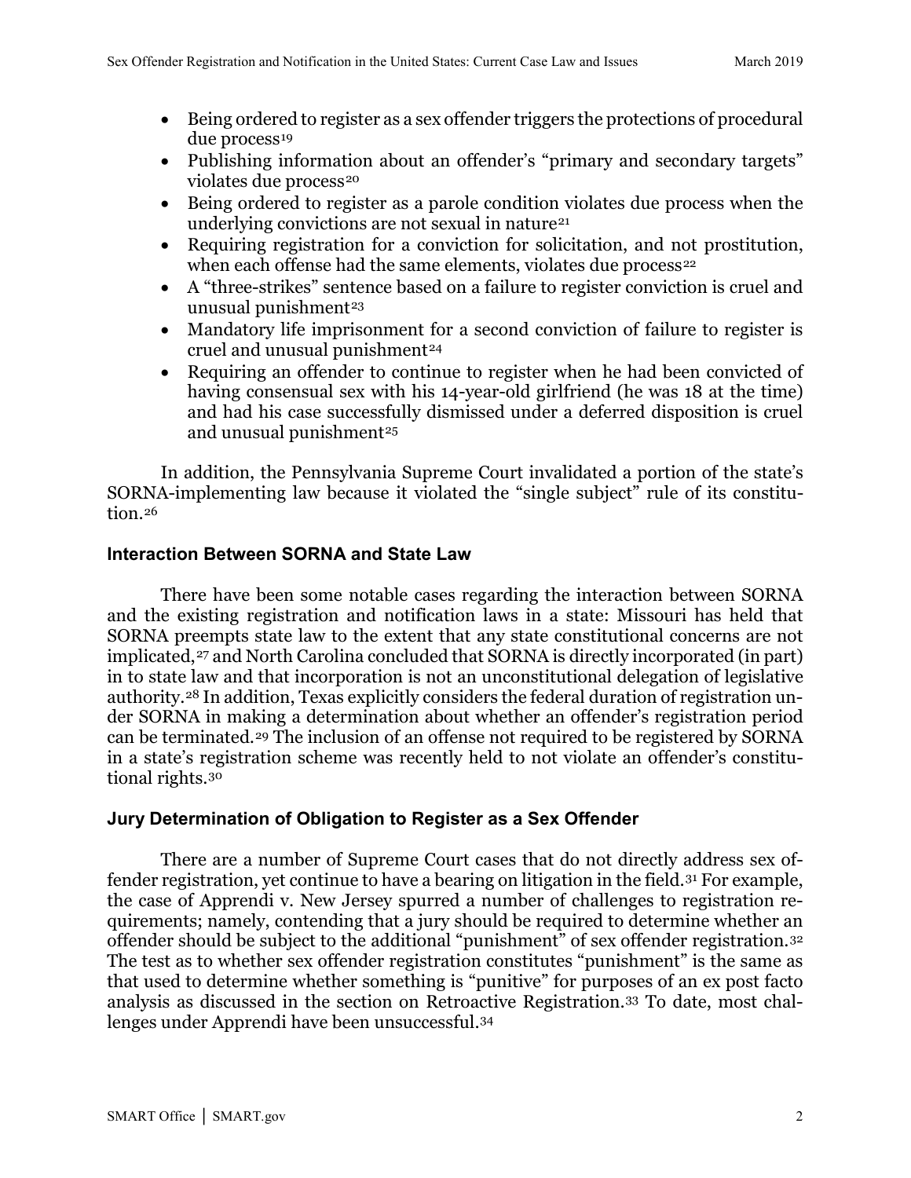- Being ordered to register as a sex offender triggers the protections of procedural due process[19]
- Publishing information about an offender's "primary and secondary targets" violates due process[20]
- Being ordered to register as a parole condition violates due process when the underlying convictions are not sexual in nature[21]
- Requiring registration for a conviction for solicitation, and not prostitution, when each offense had the same elements, violates due process[22]
- A "three-strikes" sentence based on a failure to register conviction is cruel and unusual punishment[23]
- Mandatory life imprisonment for a second conviction of failure to register is cruel and unusual punishment[24]
- Requiring an offender to continue to register when he had been convicted of having consensual sex with his 14-year-old girlfriend (he was 18 at the time) and had his case successfully dismissed under a deferred disposition is cruel and unusual punishment[25]

In addition, the Pennsylvania Supreme Court invalidated a portion of the state's SORNA-implementing law because it violated the "single subject" rule of its constitution.[26]

### Interaction Between SORNA and State Law

There have been some notable cases regarding the interaction between SORNA and the existing registration and notification laws in a state: Missouri has held that SORNA preempts state law to the extent that any state constitutional concerns are not implicated,[27] and North Carolina concluded that SORNA is directly incorporated (in part) in to state law and that incorporation is not an unconstitutional delegation of legislative authority.[28] In addition, Texas explicitly considers the federal duration of registration under SORNA in making a determination about whether an offender's registration period can be terminated.[29] The inclusion of an offense not required to be registered by SORNA in a state's registration scheme was recently held to not violate an offender's constitutional rights.[30]

### Jury Determination of Obligation to Register as a Sex Offender

There are a number of Supreme Court cases that do not directly address sex offender registration, yet continue to have a bearing on litigation in the field.[31] For example, the case of Apprendi v. New Jersey spurred a number of challenges to registration requirements; namely, contending that a jury should be required to determine whether an offender should be subject to the additional "punishment" of sex offender registration.[32] The test as to whether sex offender registration constitutes "punishment" is the same as that used to determine whether something is "punitive" for purposes of an ex post facto analysis as discussed in the section on Retroactive Registration.[33] To date, most challenges under Apprendi have been unsuccessful.[34]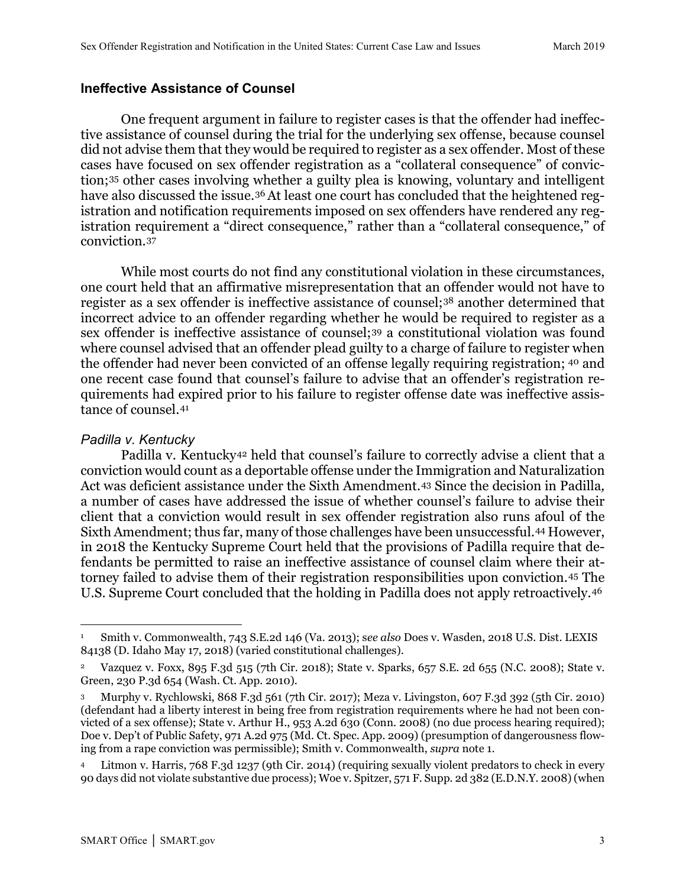## Ineffective Assistance of Counsel

One frequent argument in failure to register cases is that the offender had ineffective assistance of counsel during the trial for the underlying sex offense, because counsel did not advise them that they would be required to register as a sex offender. Most of these cases have focused on sex offender registration as a "collateral consequence" of conviction;[35] other cases involving whether a guilty plea is knowing, voluntary and intelligent have also discussed the issue.[36] At least one court has concluded that the heightened registration and notification requirements imposed on sex offenders have rendered any registration requirement a "direct consequence," rather than a "collateral consequence," of conviction.[37]

While most courts do not find any constitutional violation in these circumstances, one court held that an affirmative misrepresentation that an offender would not have to register as a sex offender is ineffective assistance of counsel;[38] another determined that incorrect advice to an offender regarding whether he would be required to register as a sex offender is ineffective assistance of counsel;[39] a constitutional violation was found where counsel advised that an offender plead guilty to a charge of failure to register when the offender had never been convicted of an offense legally requiring registration; [40] and one recent case found that counsel's failure to advise that an offender's registration requirements had expired prior to his failure to register offense date was ineffective assistance of counsel.[41]

### *Padilla v. Kentucky*

Padilla v. Kentucky[42] held that counsel's failure to correctly advise a client that a conviction would count as a deportable offense under the Immigration and Naturalization Act was deficient assistance under the Sixth Amendment.[43] Since the decision in Padilla, a number of cases have addressed the issue of whether counsel's failure to advise their client that a conviction would result in sex offender registration also runs afoul of the Sixth Amendment; thus far, many of those challenges have been unsuccessful.[44] However, in 2018 the Kentucky Supreme Court held that the provisions of Padilla require that defendants be permitted to raise an ineffective assistance of counsel claim where their attorney failed to advise them of their registration responsibilities upon conviction.[45] The U.S. Supreme Court concluded that the holding in Padilla does not apply retroactively.[46]

---

[1] Smith v. Commonwealth, 743 S.E.2d 146 (Va. 2013); *see also* Does v. Wasden, 2018 U.S. Dist. LEXIS 84138 (D. Idaho May 17, 2018) (varied constitutional challenges).

[2] Vazquez v. Foxx, 895 F.3d 515 (7th Cir. 2018); State v. Sparks, 657 S.E. 2d 655 (N.C. 2008); State v. Green, 230 P.3d 654 (Wash. Ct. App. 2010).

[3] Murphy v. Rychlowski, 868 F.3d 561 (7th Cir. 2017); Meza v. Livingston, 607 F.3d 392 (5th Cir. 2010) (defendant had a liberty interest in being free from registration requirements where he had not been convicted of a sex offense); State v. Arthur H., 953 A.2d 630 (Conn. 2008) (no due process hearing required); Doe v. Dep't of Public Safety, 971 A.2d 975 (Md. Ct. Spec. App. 2009) (presumption of dangerousness flowing from a rape conviction was permissible); Smith v. Commonwealth, *supra* note 1.

[4] Litmon v. Harris, 768 F.3d 1237 (9th Cir. 2014) (requiring sexually violent predators to check in every 90 days did not violate substantive due process); Woe v. Spitzer, 571 F. Supp. 2d 382 (E.D.N.Y. 2008) (when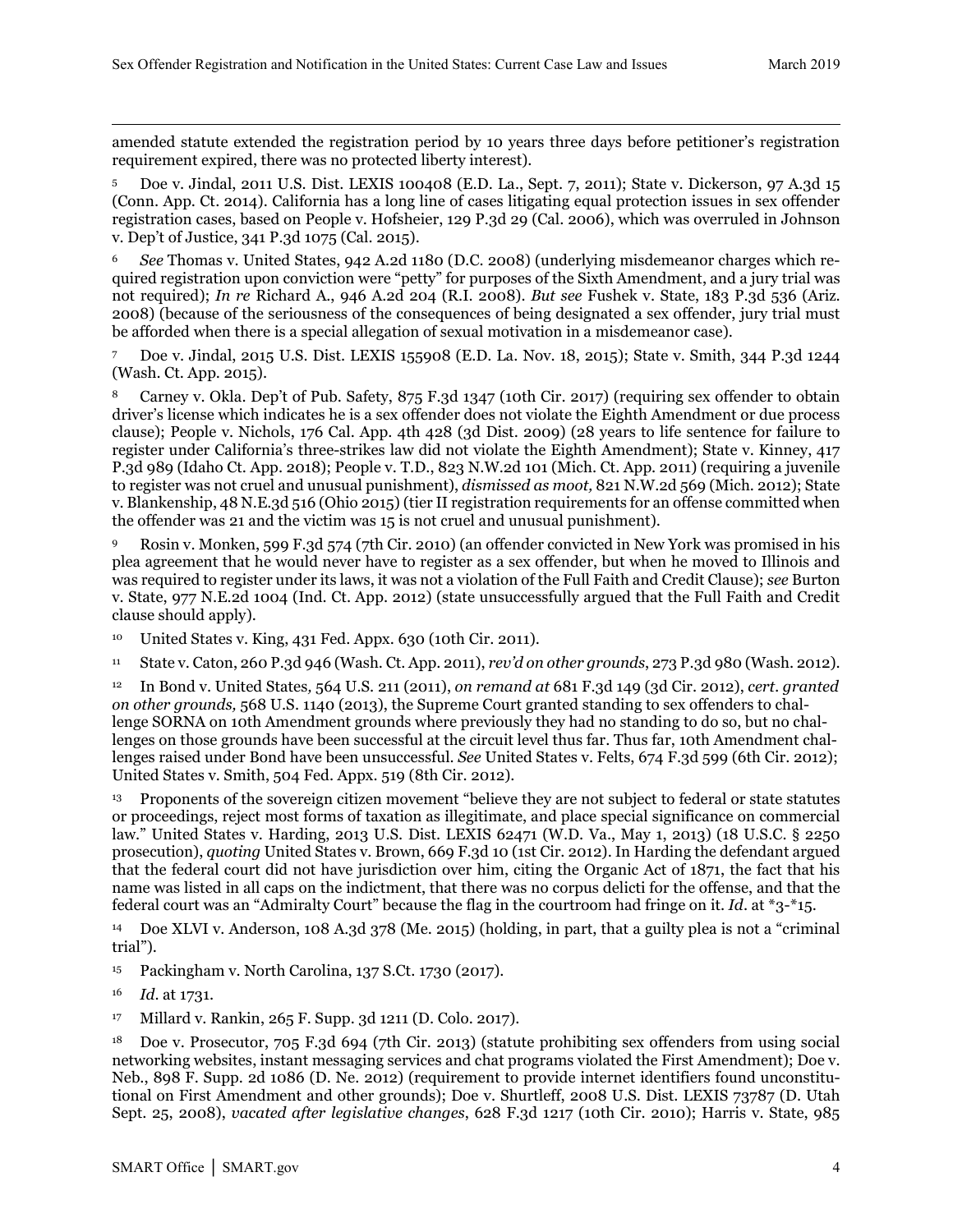amended statute extended the registration period by 10 years three days before petitioner's registration requirement expired, there was no protected liberty interest).

[5] Doe v. Jindal, 2011 U.S. Dist. LEXIS 100408 (E.D. La., Sept. 7, 2011); State v. Dickerson, 97 A.3d 15 (Conn. App. Ct. 2014). California has a long line of cases litigating equal protection issues in sex offender registration cases, based on People v. Hofsheier, 129 P.3d 29 (Cal. 2006), which was overruled in Johnson v. Dep't of Justice, 341 P.3d 1075 (Cal. 2015).

[6] *See* Thomas v. United States, 942 A.2d 1180 (D.C. 2008) (underlying misdemeanor charges which required registration upon conviction were "petty" for purposes of the Sixth Amendment, and a jury trial was not required); *In re* Richard A., 946 A.2d 204 (R.I. 2008). *But see* Fushek v. State, 183 P.3d 536 (Ariz. 2008) (because of the seriousness of the consequences of being designated a sex offender, jury trial must be afforded when there is a special allegation of sexual motivation in a misdemeanor case).

[7] Doe v. Jindal, 2015 U.S. Dist. LEXIS 155908 (E.D. La. Nov. 18, 2015); State v. Smith, 344 P.3d 1244 (Wash. Ct. App. 2015).

[8] Carney v. Okla. Dep't of Pub. Safety, 875 F.3d 1347 (10th Cir. 2017) (requiring sex offender to obtain driver's license which indicates he is a sex offender does not violate the Eighth Amendment or due process clause); People v. Nichols, 176 Cal. App. 4th 428 (3d Dist. 2009) (28 years to life sentence for failure to register under California's three-strikes law did not violate the Eighth Amendment); State v. Kinney, 417 P.3d 989 (Idaho Ct. App. 2018); People v. T.D., 823 N.W.2d 101 (Mich. Ct. App. 2011) (requiring a juvenile to register was not cruel and unusual punishment), *dismissed as moot,* 821 N.W.2d 569 (Mich. 2012); State v. Blankenship, 48 N.E.3d 516 (Ohio 2015) (tier II registration requirements for an offense committed when the offender was 21 and the victim was 15 is not cruel and unusual punishment).

[9] Rosin v. Monken, 599 F.3d 574 (7th Cir. 2010) (an offender convicted in New York was promised in his plea agreement that he would never have to register as a sex offender, but when he moved to Illinois and was required to register under its laws, it was not a violation of the Full Faith and Credit Clause); *see* Burton v. State, 977 N.E.2d 1004 (Ind. Ct. App. 2012) (state unsuccessfully argued that the Full Faith and Credit clause should apply).

[10] United States v. King, 431 Fed. Appx. 630 (10th Cir. 2011).

[11] State v. Caton, 260 P.3d 946 (Wash. Ct. App. 2011), *rev'd on other grounds*, 273 P.3d 980 (Wash. 2012).

[12] In Bond v. United States*,* 564 U.S. 211 (2011), *on remand at* 681 F.3d 149 (3d Cir. 2012), *cert. granted on other grounds,* 568 U.S. 1140 (2013), the Supreme Court granted standing to sex offenders to challenge SORNA on 10th Amendment grounds where previously they had no standing to do so, but no challenges on those grounds have been successful at the circuit level thus far. Thus far, 10th Amendment challenges raised under Bond have been unsuccessful. *See* United States v. Felts, 674 F.3d 599 (6th Cir. 2012); United States v. Smith, 504 Fed. Appx. 519 (8th Cir. 2012).

[13] Proponents of the sovereign citizen movement "believe they are not subject to federal or state statutes or proceedings, reject most forms of taxation as illegitimate, and place special significance on commercial law." United States v. Harding, 2013 U.S. Dist. LEXIS 62471 (W.D. Va., May 1, 2013) (18 U.S.C. § 2250 prosecution), *quoting* United States v. Brown, 669 F.3d 10 (1st Cir. 2012). In Harding the defendant argued that the federal court did not have jurisdiction over him, citing the Organic Act of 1871, the fact that his name was listed in all caps on the indictment, that there was no corpus delicti for the offense, and that the federal court was an "Admiralty Court" because the flag in the courtroom had fringe on it. *Id*. at *3-*15.

[14] Doe XLVI v. Anderson, 108 A.3d 378 (Me. 2015) (holding, in part, that a guilty plea is not a "criminal trial").

[15] Packingham v. North Carolina, 137 S.Ct. 1730 (2017).

[16] *Id*. at 1731.

[17] Millard v. Rankin, 265 F. Supp. 3d 1211 (D. Colo. 2017).

[18] Doe v. Prosecutor, 705 F.3d 694 (7th Cir. 2013) (statute prohibiting sex offenders from using social networking websites, instant messaging services and chat programs violated the First Amendment); Doe v. Neb., 898 F. Supp. 2d 1086 (D. Ne. 2012) (requirement to provide internet identifiers found unconstitutional on First Amendment and other grounds); Doe v. Shurtleff, 2008 U.S. Dist. LEXIS 73787 (D. Utah Sept. 25, 2008), *vacated after legislative changes*, 628 F.3d 1217 (10th Cir. 2010); Harris v. State, 985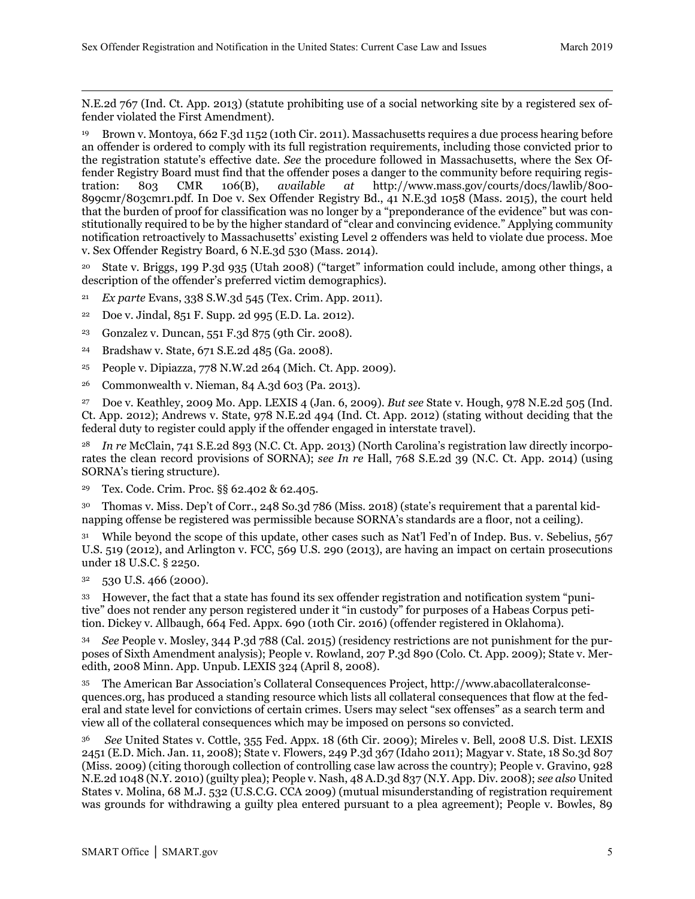N.E.2d 767 (Ind. Ct. App. 2013) (statute prohibiting use of a social networking site by a registered sex offender violated the First Amendment).

[19] Brown v. Montoya, 662 F.3d 1152 (10th Cir. 2011). Massachusetts requires a due process hearing before an offender is ordered to comply with its full registration requirements, including those convicted prior to the registration statute's effective date. *See* the procedure followed in Massachusetts, where the Sex Offender Registry Board must find that the offender poses a danger to the community before requiring registration: 803 CMR 106(B), *available at* http://www.mass.gov/courts/docs/lawlib/800-899cmr/803cmr1.pdf. In Doe v. Sex Offender Registry Bd., 41 N.E.3d 1058 (Mass. 2015), the court held that the burden of proof for classification was no longer by a "preponderance of the evidence" but was constitutionally required to be by the higher standard of "clear and convincing evidence." Applying community notification retroactively to Massachusetts' existing Level 2 offenders was held to violate due process. Moe v. Sex Offender Registry Board, 6 N.E.3d 530 (Mass. 2014).

[20] State v. Briggs, 199 P.3d 935 (Utah 2008) ("target" information could include, among other things, a description of the offender's preferred victim demographics).

[21] *Ex parte* Evans, 338 S.W.3d 545 (Tex. Crim. App. 2011).

[22] Doe v. Jindal, 851 F. Supp. 2d 995 (E.D. La. 2012).

[23] Gonzalez v. Duncan, 551 F.3d 875 (9th Cir. 2008).

[24] Bradshaw v. State, 671 S.E.2d 485 (Ga. 2008).

[25] People v. Dipiazza, 778 N.W.2d 264 (Mich. Ct. App. 2009).

[26] Commonwealth v. Nieman, 84 A.3d 603 (Pa. 2013).

[27] Doe v. Keathley, 2009 Mo. App. LEXIS 4 (Jan. 6, 2009). *But see* State v. Hough, 978 N.E.2d 505 (Ind. Ct. App. 2012); Andrews v. State, 978 N.E.2d 494 (Ind. Ct. App. 2012) (stating without deciding that the federal duty to register could apply if the offender engaged in interstate travel).

[28] *In re* McClain, 741 S.E.2d 893 (N.C. Ct. App. 2013) (North Carolina's registration law directly incorporates the clean record provisions of SORNA); *see In re* Hall, 768 S.E.2d 39 (N.C. Ct. App. 2014) (using SORNA's tiering structure).

[29] Tex. Code. Crim. Proc. §§ 62.402 & 62.405.

[30] Thomas v. Miss. Dep't of Corr., 248 So.3d 786 (Miss. 2018) (state's requirement that a parental kidnapping offense be registered was permissible because SORNA's standards are a floor, not a ceiling).

[31] While beyond the scope of this update, other cases such as Nat'l Fed'n of Indep. Bus. v. Sebelius, 567 U.S. 519 (2012), and Arlington v. FCC, 569 U.S. 290 (2013), are having an impact on certain prosecutions under 18 U.S.C. § 2250.

[32] 530 U.S. 466 (2000).

[33] However, the fact that a state has found its sex offender registration and notification system "punitive" does not render any person registered under it "in custody" for purposes of a Habeas Corpus petition. Dickey v. Allbaugh, 664 Fed. Appx. 690 (10th Cir. 2016) (offender registered in Oklahoma).

[34] *See* People v. Mosley, 344 P.3d 788 (Cal. 2015) (residency restrictions are not punishment for the purposes of Sixth Amendment analysis); People v. Rowland, 207 P.3d 890 (Colo. Ct. App. 2009); State v. Meredith, 2008 Minn. App. Unpub. LEXIS 324 (April 8, 2008).

[35] The American Bar Association's Collateral Consequences Project, http://www.abacollateralconsequences.org, has produced a standing resource which lists all collateral consequences that flow at the federal and state level for convictions of certain crimes. Users may select "sex offenses" as a search term and view all of the collateral consequences which may be imposed on persons so convicted.

[36] *See* United States v. Cottle, 355 Fed. Appx. 18 (6th Cir. 2009); Mireles v. Bell, 2008 U.S. Dist. LEXIS 2451 (E.D. Mich. Jan. 11, 2008); State v. Flowers, 249 P.3d 367 (Idaho 2011); Magyar v. State, 18 So.3d 807 (Miss. 2009) (citing thorough collection of controlling case law across the country); People v. Gravino, 928 N.E.2d 1048 (N.Y. 2010) (guilty plea); People v. Nash, 48 A.D.3d 837 (N.Y. App. Div. 2008); *see also* United States v. Molina, 68 M.J. 532 (U.S.C.G. CCA 2009) (mutual misunderstanding of registration requirement was grounds for withdrawing a guilty plea entered pursuant to a plea agreement); People v. Bowles, 89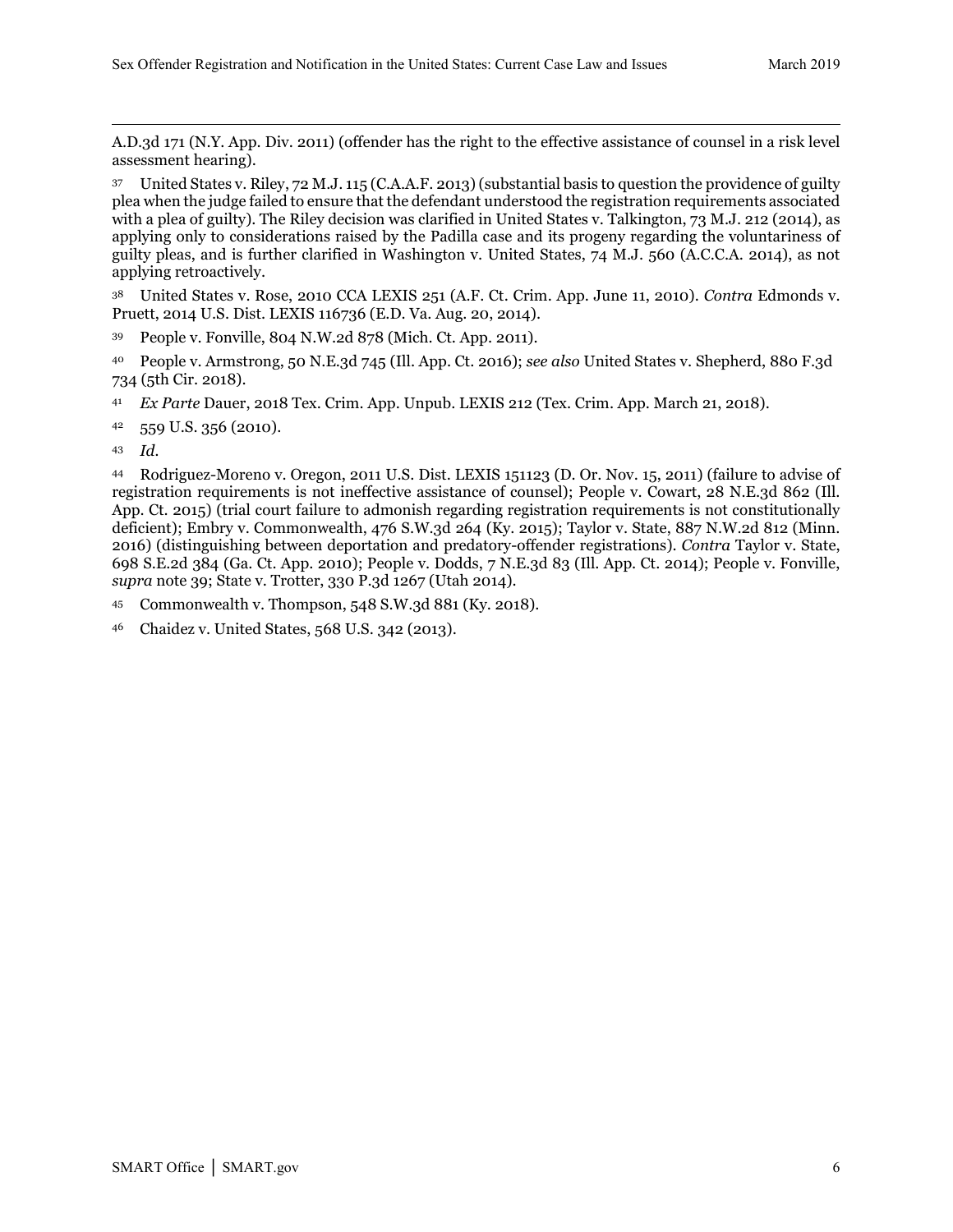A.D.3d 171 (N.Y. App. Div. 2011) (offender has the right to the effective assistance of counsel in a risk level assessment hearing).

37 United States v. Riley, 72 M.J. 115 (C.A.A.F. 2013) (substantial basis to question the providence of guilty plea when the judge failed to ensure that the defendant understood the registration requirements associated with a plea of guilty). The Riley decision was clarified in United States v. Talkington, 73 M.J. 212 (2014), as applying only to considerations raised by the Padilla case and its progeny regarding the voluntariness of guilty pleas, and is further clarified in Washington v. United States, 74 M.J. 560 (A.C.C.A. 2014), as not applying retroactively.

38 United States v. Rose, 2010 CCA LEXIS 251 (A.F. Ct. Crim. App. June 11, 2010). *Contra* Edmonds v. Pruett, 2014 U.S. Dist. LEXIS 116736 (E.D. Va. Aug. 20, 2014).

39 People v. Fonville, 804 N.W.2d 878 (Mich. Ct. App. 2011).

40 People v. Armstrong, 50 N.E.3d 745 (Ill. App. Ct. 2016); *see also* United States v. Shepherd, 880 F.3d 734 (5th Cir. 2018).

41 *Ex Parte* Dauer, 2018 Tex. Crim. App. Unpub. LEXIS 212 (Tex. Crim. App. March 21, 2018).

42 559 U.S. 356 (2010).

43 *Id.*

44 Rodriguez-Moreno v. Oregon, 2011 U.S. Dist. LEXIS 151123 (D. Or. Nov. 15, 2011) (failure to advise of registration requirements is not ineffective assistance of counsel); People v. Cowart, 28 N.E.3d 862 (Ill. App. Ct. 2015) (trial court failure to admonish regarding registration requirements is not constitutionally deficient); Embry v. Commonwealth, 476 S.W.3d 264 (Ky. 2015); Taylor v. State, 887 N.W.2d 812 (Minn. 2016) (distinguishing between deportation and predatory-offender registrations). *Contra* Taylor v. State, 698 S.E.2d 384 (Ga. Ct. App. 2010); People v. Dodds, 7 N.E.3d 83 (Ill. App. Ct. 2014); People v. Fonville, *supra* note 39; State v. Trotter, 330 P.3d 1267 (Utah 2014).

45 Commonwealth v. Thompson, 548 S.W.3d 881 (Ky. 2018).

46 Chaidez v. United States, 568 U.S. 342 (2013).